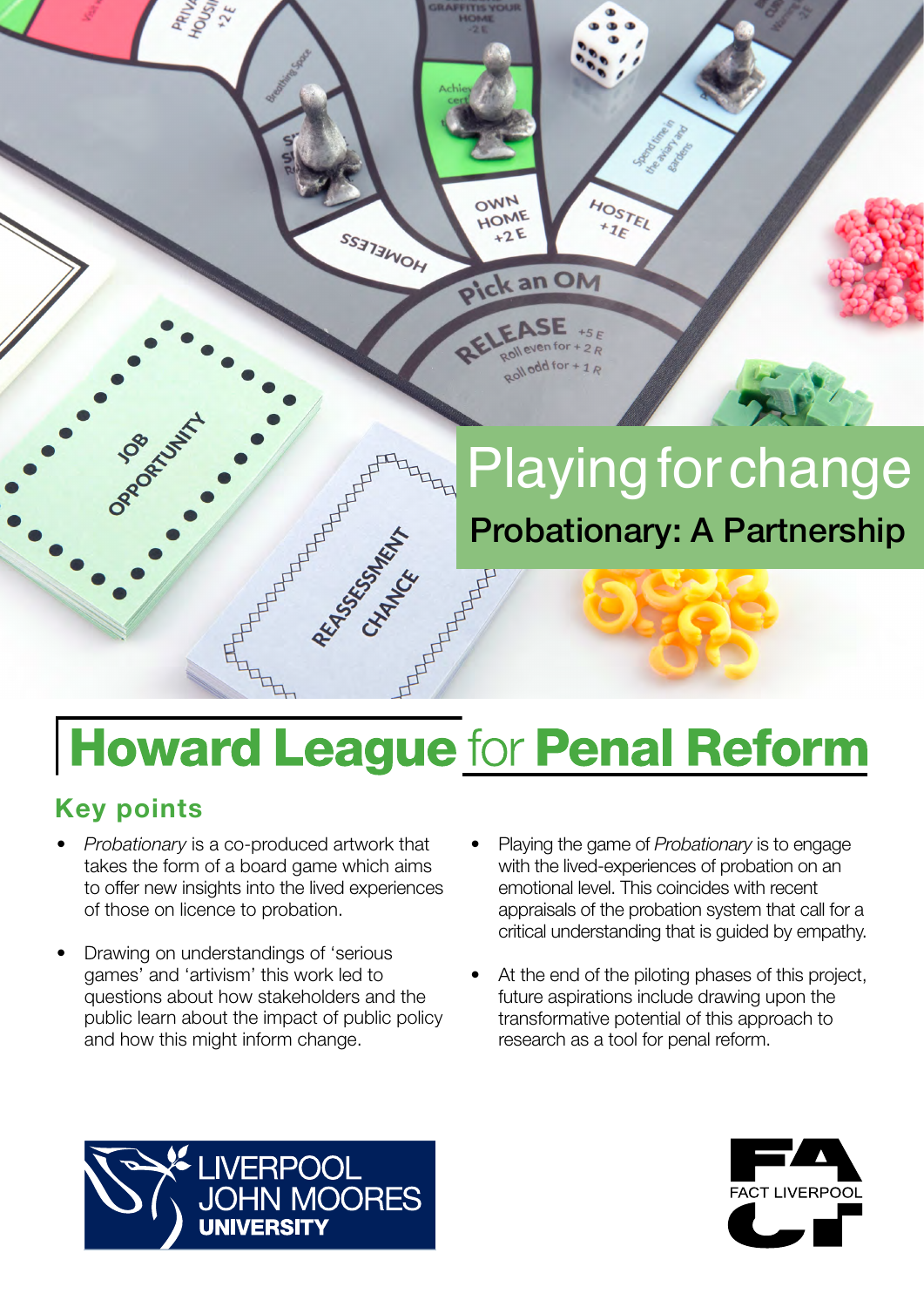# Playing for change

## Probationary: A Partnership

# Howard League for Penal Reform

## Key points

- *Probationary* is a co-produced artwork that takes the form of a board game which aims to offer new insights into the lived experiences of those on licence to probation.
- Drawing on understandings of 'serious games' and 'artivism' this work led to questions about how stakeholders and the public learn about the impact of public policy and how this might inform change.
- Playing the game of *Probationary* is to engage with the lived-experiences of probation on an emotional level. This coincides with recent appraisals of the probation system that call for a critical understanding that is guided by empathy.
- At the end of the piloting phases of this project, future aspirations include drawing upon the transformative potential of this approach to research as a tool for penal reform.

LIVERPOOL JOHN MOORES UNIVERSITY

FACT LIVERPOOL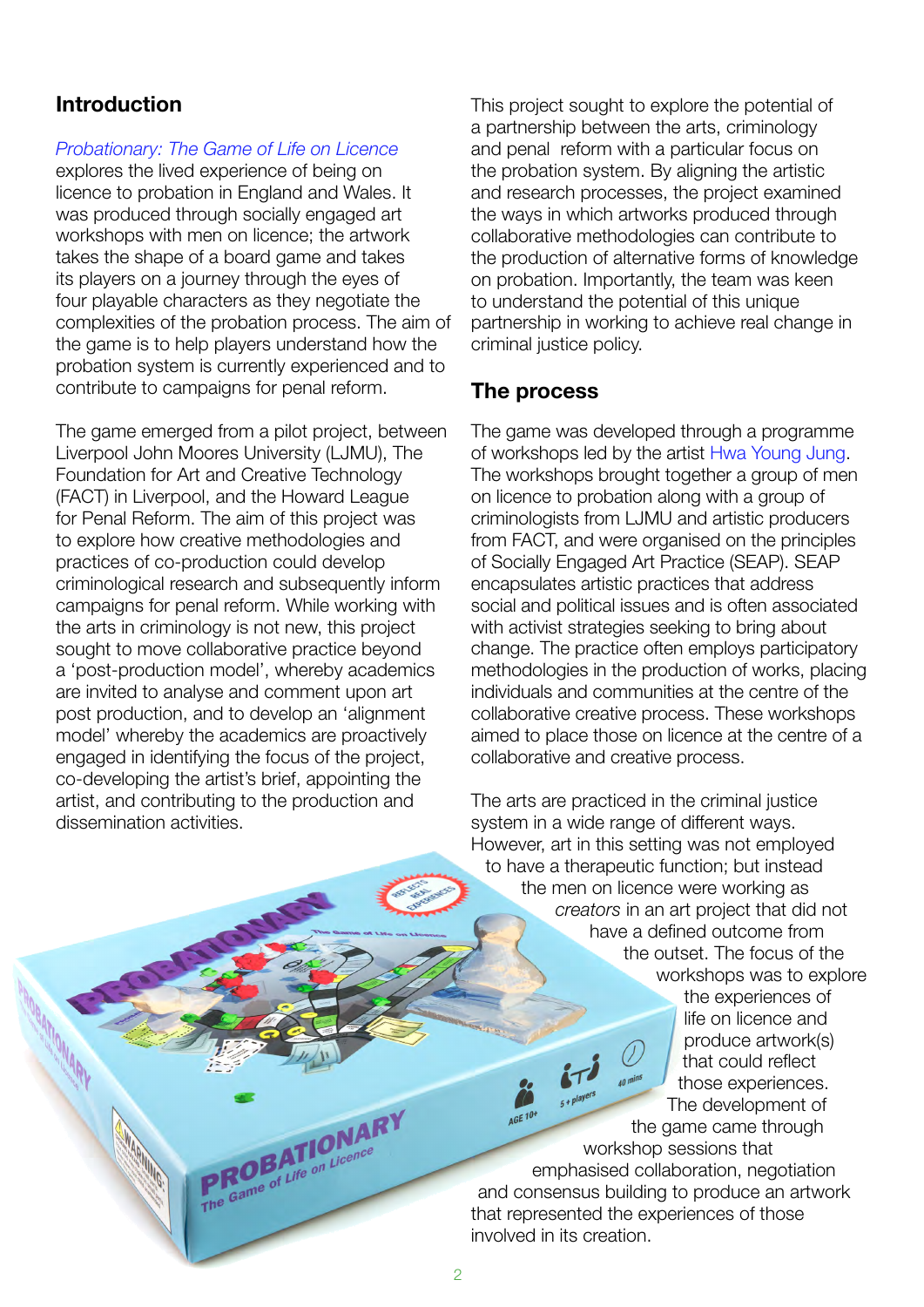## Introduction

*Probationary: The Game of Life on Licence* explores the lived experience of being on licence to probation in England and Wales. It was produced through socially engaged art workshops with men on licence; the artwork takes the shape of a board game and takes its players on a journey through the eyes of four playable characters as they negotiate the complexities of the probation process. The aim of the game is to help players understand how the probation system is currently experienced and to contribute to campaigns for penal reform.

The game emerged from a pilot project, between Liverpool John Moores University (LJMU), The Foundation for Art and Creative Technology (FACT) in Liverpool, and the Howard League for Penal Reform. The aim of this project was to explore how creative methodologies and practices of co-production could develop criminological research and subsequently inform campaigns for penal reform. While working with the arts in criminology is not new, this project sought to move collaborative practice beyond a 'post-production model', whereby academics are invited to analyse and comment upon art post production, and to develop an 'alignment model' whereby the academics are proactively engaged in identifying the focus of the project, co-developing the artist's brief, appointing the artist, and contributing to the production and dissemination activities.

This project sought to explore the potential of a partnership between the arts, criminology and penal reform with a particular focus on the probation system. By aligning the artistic and research processes, the project examined the ways in which artworks produced through collaborative methodologies can contribute to the production of alternative forms of knowledge on probation. Importantly, the team was keen to understand the potential of this unique partnership in working to achieve real change in criminal justice policy.

## The process

The game was developed through a programme of workshops led by the artist Hwa Young Jung. The workshops brought together a group of men on licence to probation along with a group of criminologists from LJMU and artistic producers from FACT, and were organised on the principles of Socially Engaged Art Practice (SEAP). SEAP encapsulates artistic practices that address social and political issues and is often associated with activist strategies seeking to bring about change. The practice often employs participatory methodologies in the production of works, placing individuals and communities at the centre of the collaborative creative process. These workshops aimed to place those on licence at the centre of a collaborative and creative process.

The arts are practiced in the criminal justice system in a wide range of different ways. However, art in this setting was not employed to have a therapeutic function; but instead the men on licence were working as *creators* in an art project that did not have a defined outcome from the outset. The focus of the workshops was to explore the experiences of life on licence and produce artwork(s) that could reflect those experiences. The development of the game came through workshop sessions that emphasised collaboration, negotiation and consensus building to produce an artwork that represented the experiences of those involved in its creation.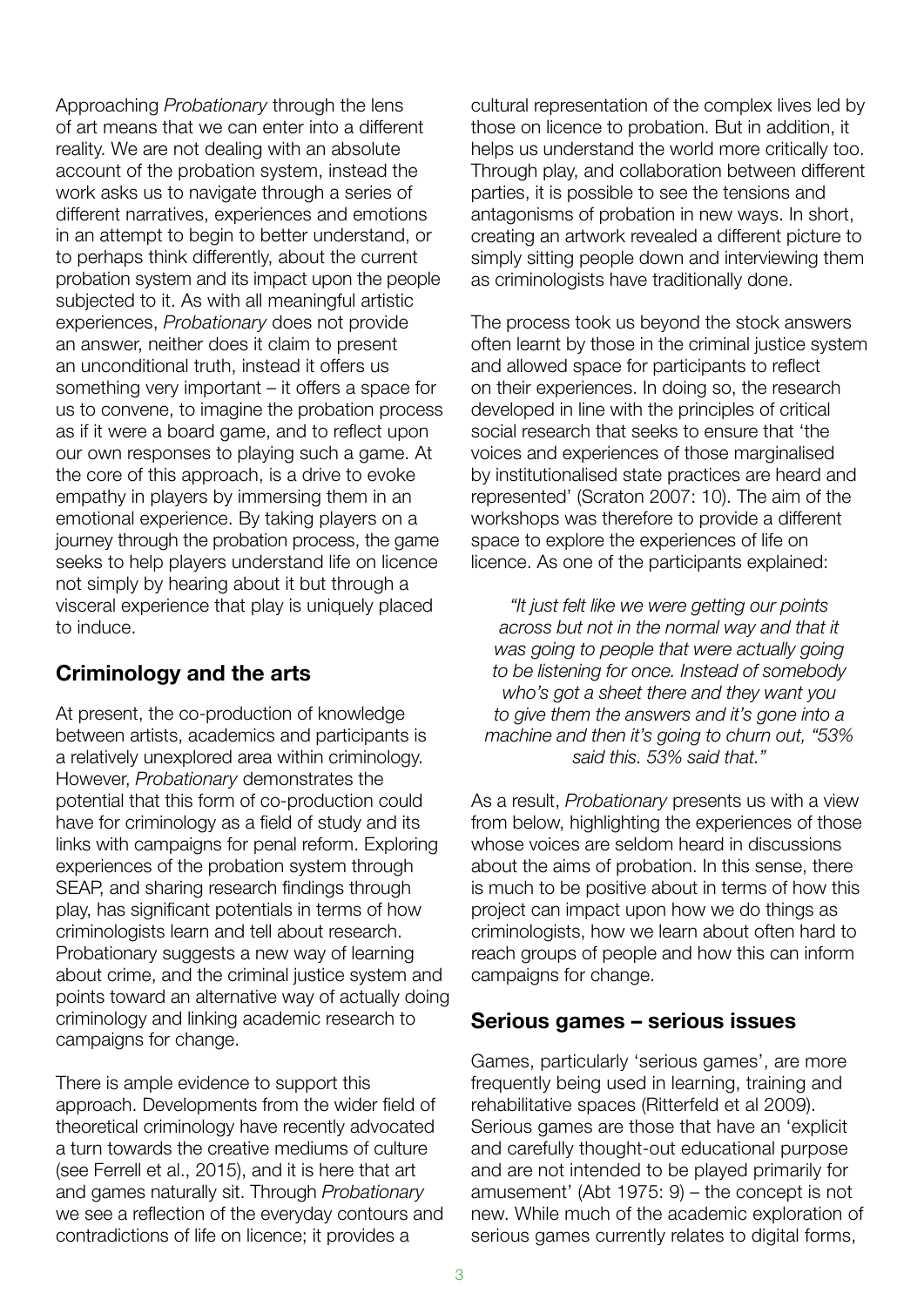Approaching *Probationary* through the lens of art means that we can enter into a different reality. We are not dealing with an absolute account of the probation system, instead the work asks us to navigate through a series of different narratives, experiences and emotions in an attempt to begin to better understand, or to perhaps think differently, about the current probation system and its impact upon the people subjected to it. As with all meaningful artistic experiences, *Probationary* does not provide an answer, neither does it claim to present an unconditional truth, instead it offers us something very important – it offers a space for us to convene, to imagine the probation process as if it were a board game, and to reflect upon our own responses to playing such a game. At the core of this approach, is a drive to evoke empathy in players by immersing them in an emotional experience. By taking players on a journey through the probation process, the game seeks to help players understand life on licence not simply by hearing about it but through a visceral experience that play is uniquely placed to induce.

## Criminology and the arts

At present, the co-production of knowledge between artists, academics and participants is a relatively unexplored area within criminology. However, *Probationary* demonstrates the potential that this form of co-production could have for criminology as a field of study and its links with campaigns for penal reform. Exploring experiences of the probation system through SEAP, and sharing research findings through play, has significant potentials in terms of how criminologists learn and tell about research. Probationary suggests a new way of learning about crime, and the criminal justice system and points toward an alternative way of actually doing criminology and linking academic research to campaigns for change.

There is ample evidence to support this approach. Developments from the wider field of theoretical criminology have recently advocated a turn towards the creative mediums of culture (see Ferrell et al., 2015), and it is here that art and games naturally sit. Through *Probationary* we see a reflection of the everyday contours and contradictions of life on licence; it provides a cultural representation of the complex lives led by those on licence to probation. But in addition, it helps us understand the world more critically too. Through play, and collaboration between different parties, it is possible to see the tensions and antagonisms of probation in new ways. In short, creating an artwork revealed a different picture to simply sitting people down and interviewing them as criminologists have traditionally done.

The process took us beyond the stock answers often learnt by those in the criminal justice system and allowed space for participants to reflect on their experiences. In doing so, the research developed in line with the principles of critical social research that seeks to ensure that 'the voices and experiences of those marginalised by institutionalised state practices are heard and represented' (Scraton 2007: 10). The aim of the workshops was therefore to provide a different space to explore the experiences of life on licence. As one of the participants explained:

> *"It just felt like we were getting our points across but not in the normal way and that it was going to people that were actually going to be listening for once. Instead of somebody who's got a sheet there and they want you to give them the answers and it's gone into a machine and then it's going to churn out, "53% said this. 53% said that."*

As a result, *Probationary* presents us with a view from below, highlighting the experiences of those whose voices are seldom heard in discussions about the aims of probation. In this sense, there is much to be positive about in terms of how this project can impact upon how we do things as criminologists, how we learn about often hard to reach groups of people and how this can inform campaigns for change.

## Serious games – serious issues

Games, particularly 'serious games', are more frequently being used in learning, training and rehabilitative spaces (Ritterfeld et al 2009). Serious games are those that have an 'explicit and carefully thought-out educational purpose and are not intended to be played primarily for amusement' (Abt 1975: 9) – the concept is not new. While much of the academic exploration of serious games currently relates to digital forms,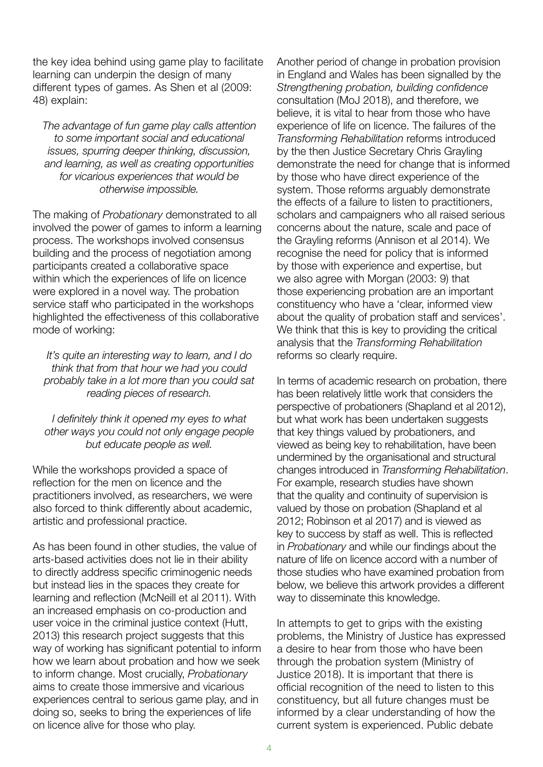the key idea behind using game play to facilitate learning can underpin the design of many different types of games. As Shen et al (2009: 48) explain:

> *The advantage of fun game play calls attention to some important social and educational issues, spurring deeper thinking, discussion, and learning, as well as creating opportunities for vicarious experiences that would be otherwise impossible.*

The making of *Probationary* demonstrated to all involved the power of games to inform a learning process. The workshops involved consensus building and the process of negotiation among participants created a collaborative space within which the experiences of life on licence were explored in a novel way. The probation service staff who participated in the workshops highlighted the effectiveness of this collaborative mode of working:

> *It's quite an interesting way to learn, and I do think that from that hour we had you could probably take in a lot more than you could sat reading pieces of research.*

> *I definitely think it opened my eyes to what other ways you could not only engage people but educate people as well.*

While the workshops provided a space of reflection for the men on licence and the practitioners involved, as researchers, we were also forced to think differently about academic, artistic and professional practice.

As has been found in other studies, the value of arts-based activities does not lie in their ability to directly address specific criminogenic needs but instead lies in the spaces they create for learning and reflection (McNeill et al 2011). With an increased emphasis on co-production and user voice in the criminal justice context (Hutt, 2013) this research project suggests that this way of working has significant potential to inform how we learn about probation and how we seek to inform change. Most crucially, *Probationary* aims to create those immersive and vicarious experiences central to serious game play, and in doing so, seeks to bring the experiences of life on licence alive for those who play.

Another period of change in probation provision in England and Wales has been signalled by the *Strengthening probation, building confidence* consultation (MoJ 2018), and therefore, we believe, it is vital to hear from those who have experience of life on licence. The failures of the *Transforming Rehabilitation* reforms introduced by the then Justice Secretary Chris Grayling demonstrate the need for change that is informed by those who have direct experience of the system. Those reforms arguably demonstrate the effects of a failure to listen to practitioners, scholars and campaigners who all raised serious concerns about the nature, scale and pace of the Grayling reforms (Annison et al 2014). We recognise the need for policy that is informed by those with experience and expertise, but we also agree with Morgan (2003: 9) that those experiencing probation are an important constituency who have a 'clear, informed view about the quality of probation staff and services'. We think that this is key to providing the critical analysis that the *Transforming Rehabilitation* reforms so clearly require.

In terms of academic research on probation, there has been relatively little work that considers the perspective of probationers (Shapland et al 2012), but what work has been undertaken suggests that key things valued by probationers, and viewed as being key to rehabilitation, have been undermined by the organisational and structural changes introduced in *Transforming Rehabilitation*. For example, research studies have shown that the quality and continuity of supervision is valued by those on probation (Shapland et al 2012; Robinson et al 2017) and is viewed as key to success by staff as well. This is reflected in *Probationary* and while our findings about the nature of life on licence accord with a number of those studies who have examined probation from below, we believe this artwork provides a different way to disseminate this knowledge.

In attempts to get to grips with the existing problems, the Ministry of Justice has expressed a desire to hear from those who have been through the probation system (Ministry of Justice 2018). It is important that there is official recognition of the need to listen to this constituency, but all future changes must be informed by a clear understanding of how the current system is experienced. Public debate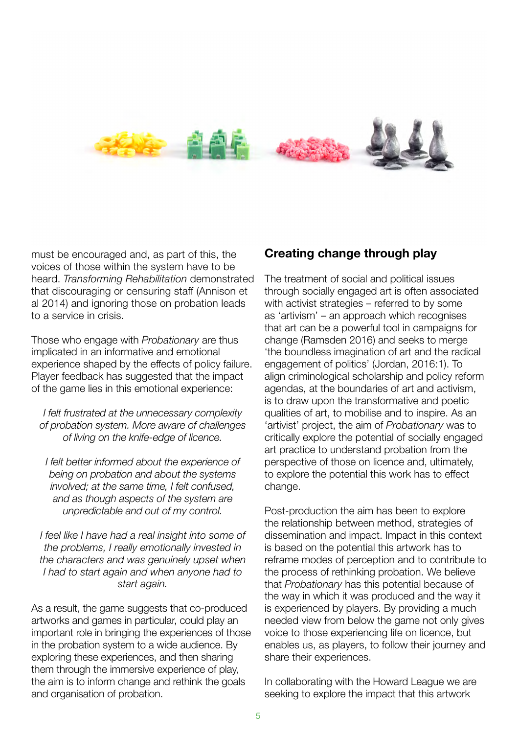must be encouraged and, as part of this, the voices of those within the system have to be heard. *Transforming Rehabilitation* demonstrated that discouraging or censuring staff (Annison et al 2014) and ignoring those on probation leads to a service in crisis.

Those who engage with *Probationary* are thus implicated in an informative and emotional experience shaped by the effects of policy failure. Player feedback has suggested that the impact of the game lies in this emotional experience:

> *I felt frustrated at the unnecessary complexity of probation system. More aware of challenges of living on the knife-edge of licence.*

> *I felt better informed about the experience of being on probation and about the systems involved; at the same time, I felt confused, and as though aspects of the system are unpredictable and out of my control.*

> *I feel like I have had a real insight into some of the problems, I really emotionally invested in the characters and was genuinely upset when I had to start again and when anyone had to start again.*

As a result, the game suggests that co-produced artworks and games in particular, could play an important role in bringing the experiences of those in the probation system to a wide audience. By exploring these experiences, and then sharing them through the immersive experience of play, the aim is to inform change and rethink the goals and organisation of probation.

## Creating change through play

The treatment of social and political issues through socially engaged art is often associated with activist strategies – referred to by some as 'artivism' – an approach which recognises that art can be a powerful tool in campaigns for change (Ramsden 2016) and seeks to merge 'the boundless imagination of art and the radical engagement of politics' (Jordan, 2016:1). To align criminological scholarship and policy reform agendas, at the boundaries of art and activism, is to draw upon the transformative and poetic qualities of art, to mobilise and to inspire. As an 'artivist' project, the aim of *Probationary* was to critically explore the potential of socially engaged art practice to understand probation from the perspective of those on licence and, ultimately, to explore the potential this work has to effect change.

Post-production the aim has been to explore the relationship between method, strategies of dissemination and impact. Impact in this context is based on the potential this artwork has to reframe modes of perception and to contribute to the process of rethinking probation. We believe that *Probationary* has this potential because of the way in which it was produced and the way it is experienced by players. By providing a much needed view from below the game not only gives voice to those experiencing life on licence, but enables us, as players, to follow their journey and share their experiences.

In collaborating with the Howard League we are seeking to explore the impact that this artwork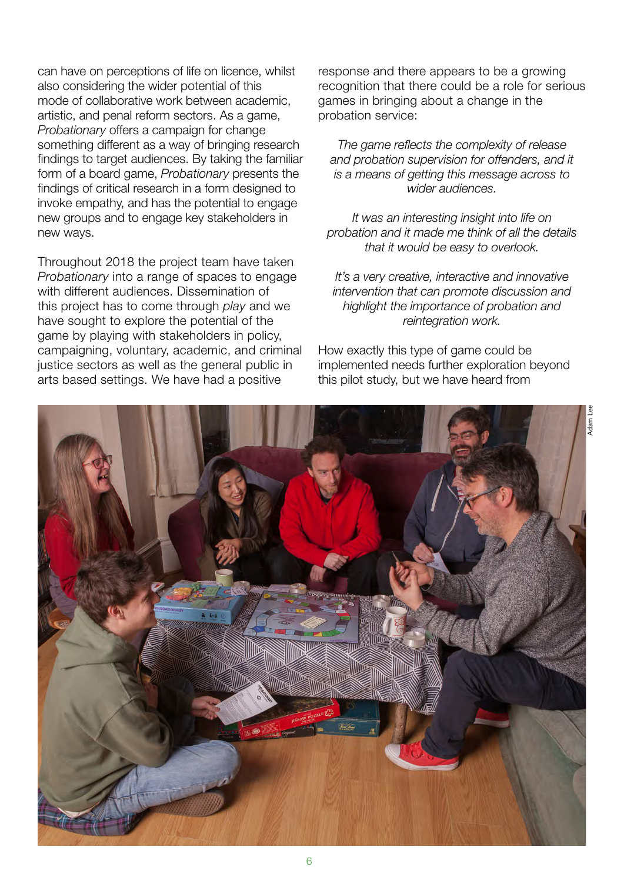can have on perceptions of life on licence, whilst also considering the wider potential of this mode of collaborative work between academic, artistic, and penal reform sectors. As a game, *Probationary* offers a campaign for change something different as a way of bringing research findings to target audiences. By taking the familiar form of a board game, *Probationary* presents the findings of critical research in a form designed to invoke empathy, and has the potential to engage new groups and to engage key stakeholders in new ways.

Throughout 2018 the project team have taken *Probationary* into a range of spaces to engage with different audiences. Dissemination of this project has to come through *play* and we have sought to explore the potential of the game by playing with stakeholders in policy, campaigning, voluntary, academic, and criminal justice sectors as well as the general public in arts based settings. We have had a positive response and there appears to be a growing recognition that there could be a role for serious games in bringing about a change in the probation service:

> *The game reflects the complexity of release and probation supervision for offenders, and it is a means of getting this message across to wider audiences.*

> *It was an interesting insight into life on probation and it made me think of all the details that it would be easy to overlook.*

> *It's a very creative, interactive and innovative intervention that can promote discussion and highlight the importance of probation and reintegration work.*

How exactly this type of game could be implemented needs further exploration beyond this pilot study, but we have heard from

Adam Lee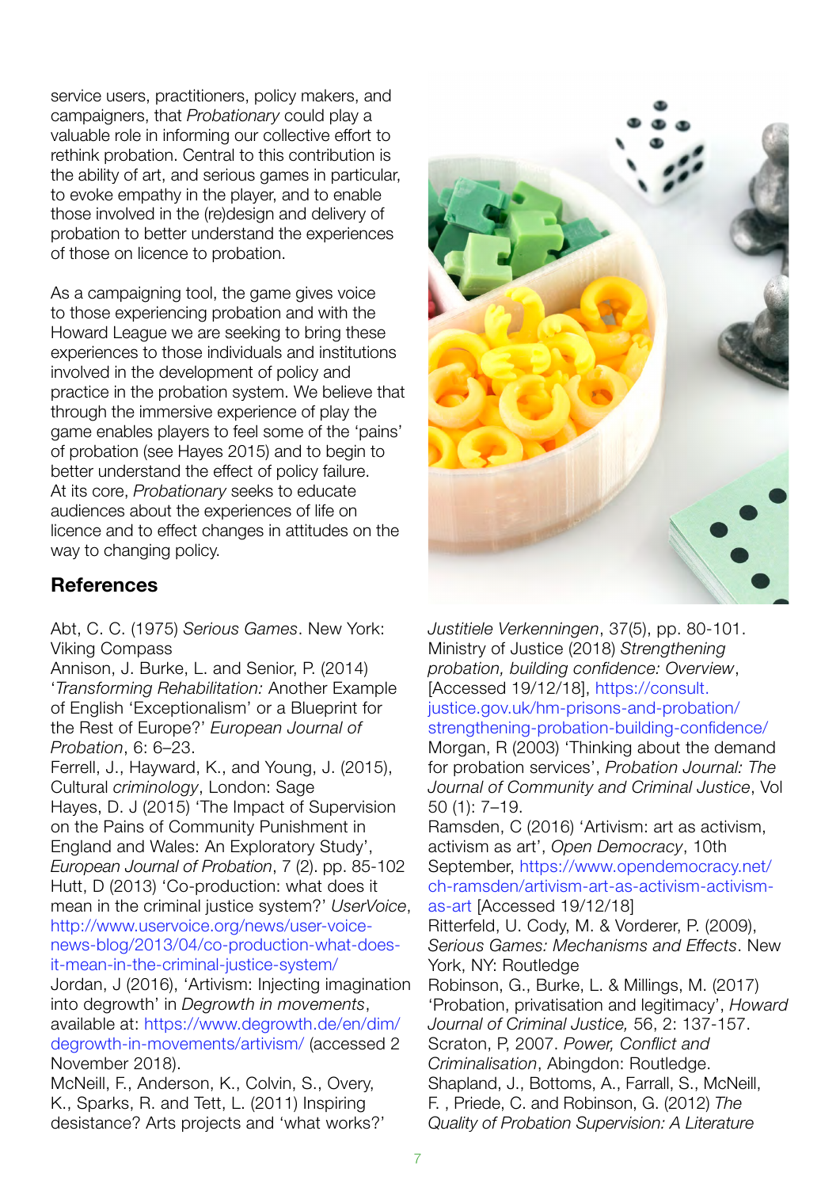service users, practitioners, policy makers, and campaigners, that *Probationary* could play a valuable role in informing our collective effort to rethink probation. Central to this contribution is the ability of art, and serious games in particular, to evoke empathy in the player, and to enable those involved in the (re)design and delivery of probation to better understand the experiences of those on licence to probation.

As a campaigning tool, the game gives voice to those experiencing probation and with the Howard League we are seeking to bring these experiences to those individuals and institutions involved in the development of policy and practice in the probation system. We believe that through the immersive experience of play the game enables players to feel some of the 'pains' of probation (see Hayes 2015) and to begin to better understand the effect of policy failure. At its core, *Probationary* seeks to educate audiences about the experiences of life on licence and to effect changes in attitudes on the way to changing policy.

## References

Abt, C. C. (1975) *Serious Games*. New York: Viking Compass

Annison, J. Burke, L. and Senior, P. (2014) '*Transforming Rehabilitation:* Another Example of English 'Exceptionalism' or a Blueprint for the Rest of Europe?' *European Journal of Probation*, 6: 6–23.

Ferrell, J., Hayward, K., and Young, J. (2015), Cultural *criminology*, London: Sage

Hayes, D. J (2015) 'The Impact of Supervision on the Pains of Community Punishment in England and Wales: An Exploratory Study', *European Journal of Probation*, 7 (2). pp. 85-102

Hutt, D (2013) 'Co-production: what does it mean in the criminal justice system?' *UserVoice*, http://www.uservoice.org/news/user-voice-news-blog/2013/04/co-production-what-does-it-mean-in-the-criminal-justice-system/

Jordan, J (2016), 'Artivism: Injecting imagination into degrowth' in *Degrowth in movements*, available at: https://www.degrowth.de/en/dim/degrowth-in-movements/artivism/ (accessed 2 November 2018).

McNeill, F., Anderson, K., Colvin, S., Overy, K., Sparks, R. and Tett, L. (2011) Inspiring desistance? Arts projects and 'what works?' *Justitiele Verkenningen*, 37(5), pp. 80-101.

Ministry of Justice (2018) *Strengthening probation, building confidence: Overview*, [Accessed 19/12/18], https://consult.justice.gov.uk/hm-prisons-and-probation/strengthening-probation-building-confidence/

Morgan, R (2003) 'Thinking about the demand for probation services', *Probation Journal: The Journal of Community and Criminal Justice*, Vol 50 (1): 7–19.

Ramsden, C (2016) 'Artivism: art as activism, activism as art', *Open Democracy*, 10th September, https://www.opendemocracy.net/ch-ramsden/artivism-art-as-activism-activism-as-art [Accessed 19/12/18]

Ritterfeld, U. Cody, M. & Vorderer, P. (2009), *Serious Games: Mechanisms and Effects*. New York, NY: Routledge

Robinson, G., Burke, L. & Millings, M. (2017) 'Probation, privatisation and legitimacy', *Howard Journal of Criminal Justice,* 56, 2: 137-157.

Scraton, P, 2007. *Power, Conflict and Criminalisation*, Abingdon: Routledge.

Shapland, J., Bottoms, A., Farrall, S., McNeill, F. , Priede, C. and Robinson, G. (2012) *The Quality of Probation Supervision: A Literature*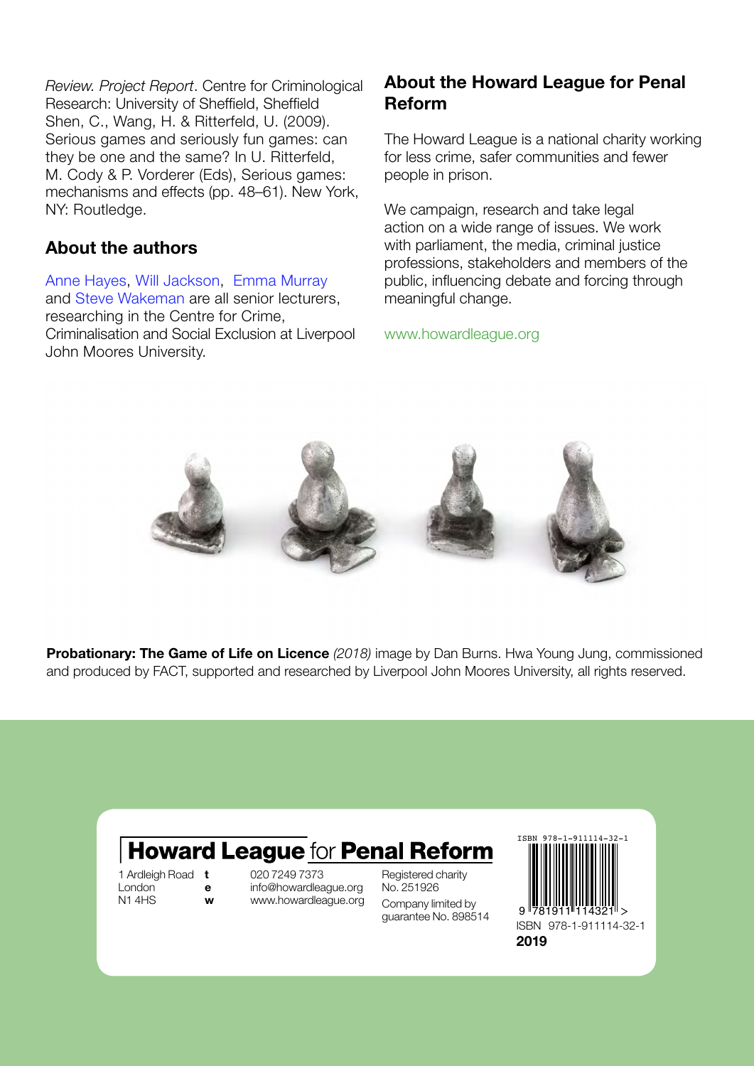*Review. Project Report*. Centre for Criminological Research: University of Sheffield, Sheffield

Shen, C., Wang, H. & Ritterfeld, U. (2009). Serious games and seriously fun games: can they be one and the same? In U. Ritterfeld, M. Cody & P. Vorderer (Eds), Serious games: mechanisms and effects (pp. 48–61). New York, NY: Routledge.

## About the authors

Anne Hayes, Will Jackson, Emma Murray and Steve Wakeman are all senior lecturers, researching in the Centre for Crime, Criminalisation and Social Exclusion at Liverpool John Moores University.

## About the Howard League for Penal Reform

The Howard League is a national charity working for less crime, safer communities and fewer people in prison.

We campaign, research and take legal action on a wide range of issues. We work with parliament, the media, criminal justice professions, stakeholders and members of the public, influencing debate and forcing through meaningful change.

www.howardleague.org

**Probationary: The Game of Life on Licence** *(2018)* image by Dan Burns. Hwa Young Jung, commissioned and produced by FACT, supported and researched by Liverpool John Moores University, all rights reserved.

**Howard League** for **Penal Reform**

1 Ardleigh Road
London
N1 4HS

**t** 020 7249 7373
**e** info@howardleague.org
**w** www.howardleague.org

Registered charity No. 251926

Company limited by guarantee No. 898514

ISBN 978-1-911114-32-1

**2019**